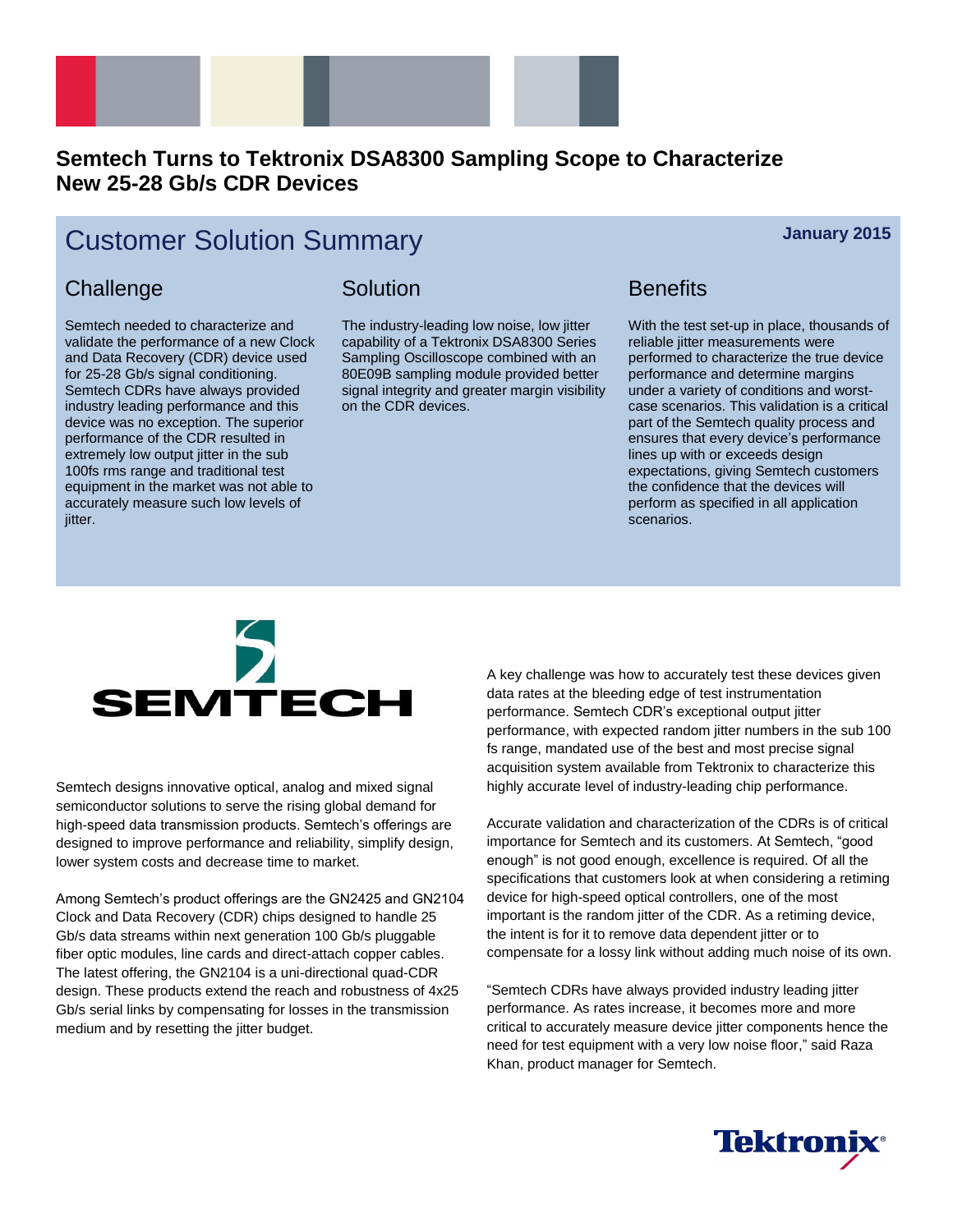# Semtech Turns to Tektronix DSA8300 Sampling Scope to Characterize New 25-28 Gb/s CDR Devices

## Customer Solution Summary

**January 2015**

### Challenge

Semtech needed to characterize and validate the performance of a new Clock and Data Recovery (CDR) device used for 25-28 Gb/s signal conditioning. Semtech CDRs have always provided industry leading performance and this device was no exception. The superior performance of the CDR resulted in extremely low output jitter in the sub 100fs rms range and traditional test equipment in the market was not able to accurately measure such low levels of jitter.

### Solution

The industry-leading low noise, low jitter capability of a Tektronix DSA8300 Series Sampling Oscilloscope combined with an 80E09B sampling module provided better signal integrity and greater margin visibility on the CDR devices.

### Benefits

With the test set-up in place, thousands of reliable jitter measurements were performed to characterize the true device performance and determine margins under a variety of conditions and worst-case scenarios. This validation is a critical part of the Semtech quality process and ensures that every device's performance lines up with or exceeds design expectations, giving Semtech customers the confidence that the devices will perform as specified in all application scenarios.

Semtech designs innovative optical, analog and mixed signal semiconductor solutions to serve the rising global demand for high-speed data transmission products. Semtech's offerings are designed to improve performance and reliability, simplify design, lower system costs and decrease time to market.

Among Semtech's product offerings are the GN2425 and GN2104 Clock and Data Recovery (CDR) chips designed to handle 25 Gb/s data streams within next generation 100 Gb/s pluggable fiber optic modules, line cards and direct-attach copper cables. The latest offering, the GN2104 is a uni-directional quad-CDR design. These products extend the reach and robustness of 4x25 Gb/s serial links by compensating for losses in the transmission medium and by resetting the jitter budget.

A key challenge was how to accurately test these devices given data rates at the bleeding edge of test instrumentation performance. Semtech CDR's exceptional output jitter performance, with expected random jitter numbers in the sub 100 fs range, mandated use of the best and most precise signal acquisition system available from Tektronix to characterize this highly accurate level of industry-leading chip performance.

Accurate validation and characterization of the CDRs is of critical importance for Semtech and its customers. At Semtech, "good enough" is not good enough, excellence is required. Of all the specifications that customers look at when considering a retiming device for high-speed optical controllers, one of the most important is the random jitter of the CDR. As a retiming device, the intent is for it to remove data dependent jitter or to compensate for a lossy link without adding much noise of its own.

"Semtech CDRs have always provided industry leading jitter performance. As rates increase, it becomes more and more critical to accurately measure device jitter components hence the need for test equipment with a very low noise floor," said Raza Khan, product manager for Semtech.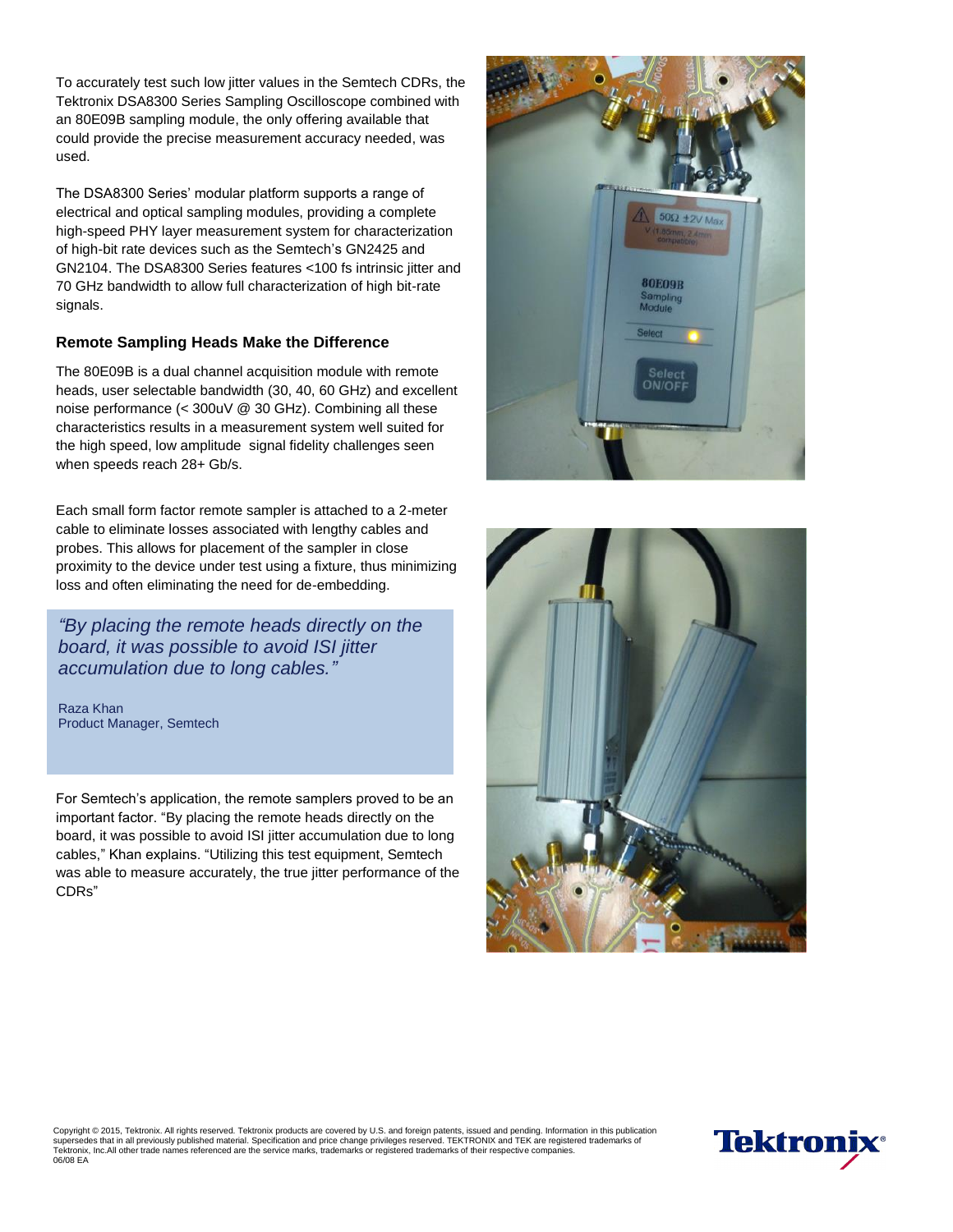To accurately test such low jitter values in the Semtech CDRs, the Tektronix DSA8300 Series Sampling Oscilloscope combined with an 80E09B sampling module, the only offering available that could provide the precise measurement accuracy needed, was used.

The DSA8300 Series' modular platform supports a range of electrical and optical sampling modules, providing a complete high-speed PHY layer measurement system for characterization of high-bit rate devices such as the Semtech's GN2425 and GN2104. The DSA8300 Series features <100 fs intrinsic jitter and 70 GHz bandwidth to allow full characterization of high bit-rate signals.

### Remote Sampling Heads Make the Difference

The 80E09B is a dual channel acquisition module with remote heads, user selectable bandwidth (30, 40, 60 GHz) and excellent noise performance (< 300uV @ 30 GHz). Combining all these characteristics results in a measurement system well suited for the high speed, low amplitude signal fidelity challenges seen when speeds reach 28+ Gb/s.

Each small form factor remote sampler is attached to a 2-meter cable to eliminate losses associated with lengthy cables and probes. This allows for placement of the sampler in close proximity to the device under test using a fixture, thus minimizing loss and often eliminating the need for de-embedding.

> *"By placing the remote heads directly on the board, it was possible to avoid ISI jitter accumulation due to long cables."*
>
> Raza Khan
> Product Manager, Semtech

For Semtech's application, the remote samplers proved to be an important factor. "By placing the remote heads directly on the board, it was possible to avoid ISI jitter accumulation due to long cables," Khan explains. "Utilizing this test equipment, Semtech was able to measure accurately, the true jitter performance of the CDRs"

Copyright © 2015, Tektronix. All rights reserved. Tektronix products are covered by U.S. and foreign patents, issued and pending. Information in this publication supersedes that in all previously published material. Specification and price change privileges reserved. TEKTRONIX and TEK are registered trademarks of Tektronix, Inc.All other trade names referenced are the service marks, trademarks or registered trademarks of their respective companies.
06/08 EA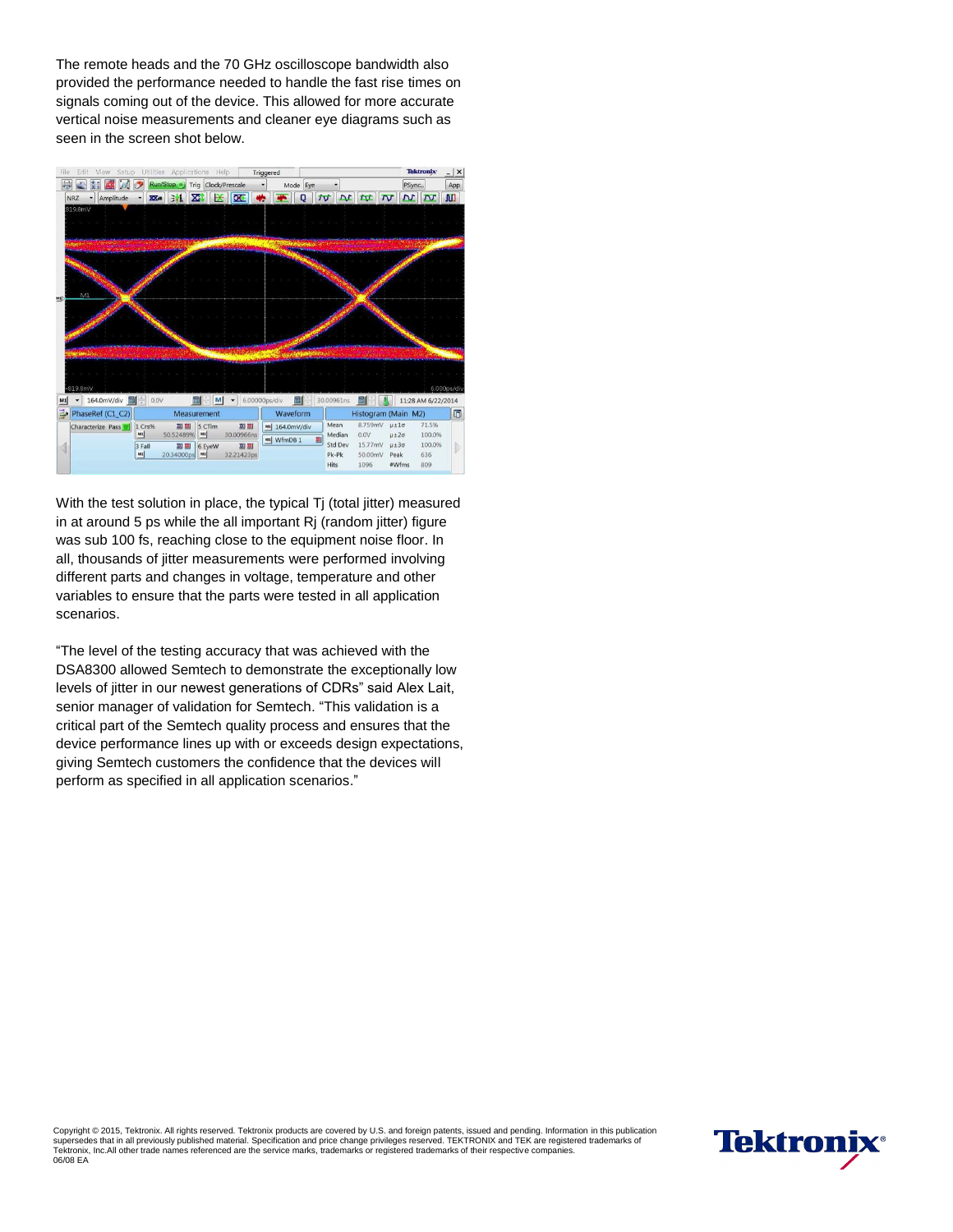The remote heads and the 70 GHz oscilloscope bandwidth also provided the performance needed to handle the fast rise times on signals coming out of the device. This allowed for more accurate vertical noise measurements and cleaner eye diagrams such as seen in the screen shot below.

With the test solution in place, the typical Tj (total jitter) measured in at around 5 ps while the all important Rj (random jitter) figure was sub 100 fs, reaching close to the equipment noise floor. In all, thousands of jitter measurements were performed involving different parts and changes in voltage, temperature and other variables to ensure that the parts were tested in all application scenarios.

“The level of the testing accuracy that was achieved with the DSA8300 allowed Semtech to demonstrate the exceptionally low levels of jitter in our newest generations of CDRs” said Alex Lait, senior manager of validation for Semtech. “This validation is a critical part of the Semtech quality process and ensures that the device performance lines up with or exceeds design expectations, giving Semtech customers the confidence that the devices will perform as specified in all application scenarios.”

Copyright © 2015, Tektronix. All rights reserved. Tektronix products are covered by U.S. and foreign patents, issued and pending. Information in this publication supersedes that in all previously published material. Specification and price change privileges reserved. TEKTRONIX and TEK are registered trademarks of Tektronix, Inc.All other trade names referenced are the service marks, trademarks or registered trademarks of their respective companies.
06/08 EA